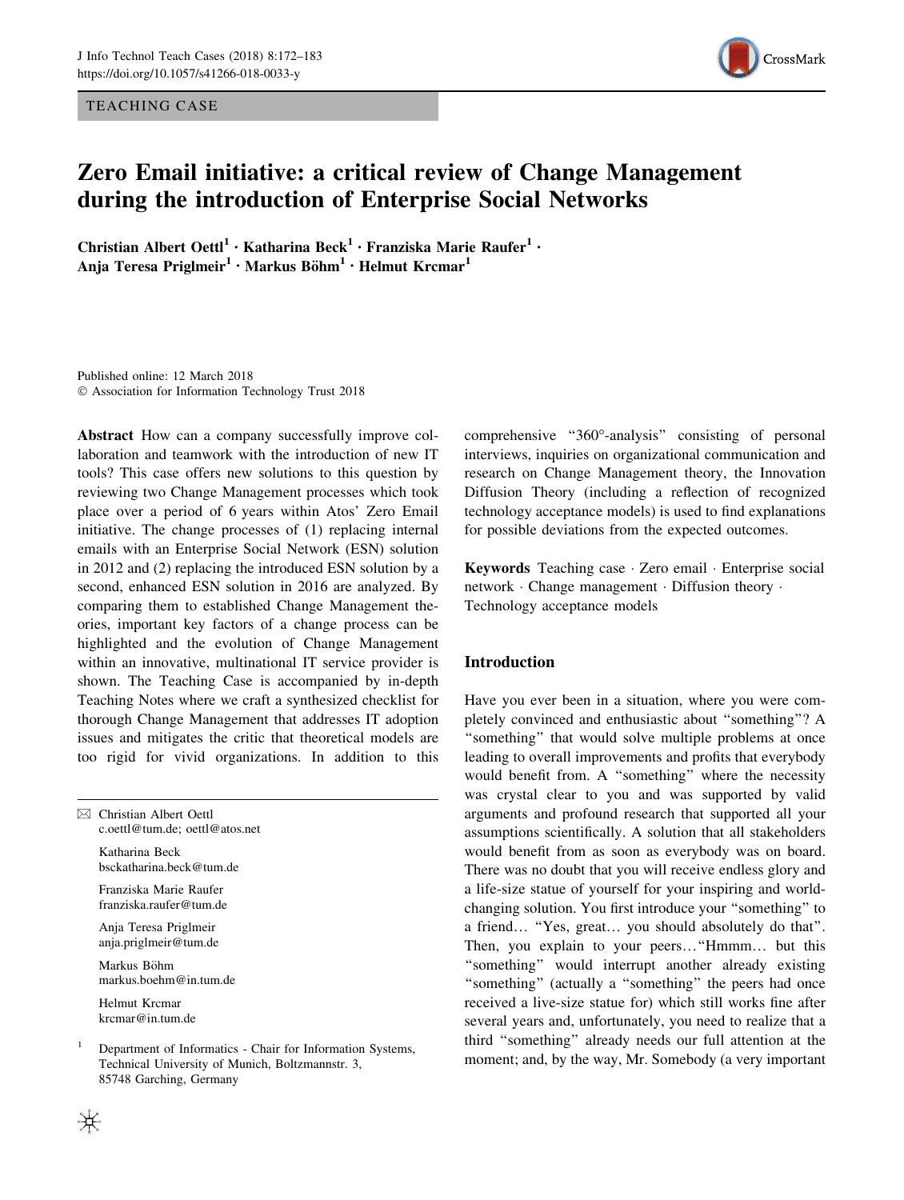TEACHING CASE

# Zero Email initiative: a critical review of Change Management during the introduction of Enterprise Social Networks

**Christian Albert Oettl[1] · Katharina Beck[1] · Franziska Marie Raufer[1] · Anja Teresa Priglmeir[1] · Markus Böhm[1] · Helmut Krcmar[1]**

Published online: 12 March 2018
© Association for Information Technology Trust 2018

**Abstract** How can a company successfully improve collaboration and teamwork with the introduction of new IT tools? This case offers new solutions to this question by reviewing two Change Management processes which took place over a period of 6 years within Atos' Zero Email initiative. The change processes of (1) replacing internal emails with an Enterprise Social Network (ESN) solution in 2012 and (2) replacing the introduced ESN solution by a second, enhanced ESN solution in 2016 are analyzed. By comparing them to established Change Management theories, important key factors of a change process can be highlighted and the evolution of Change Management within an innovative, multinational IT service provider is shown. The Teaching Case is accompanied by in-depth Teaching Notes where we craft a synthesized checklist for thorough Change Management that addresses IT adoption issues and mitigates the critic that theoretical models are too rigid for vivid organizations. In addition to this comprehensive "360°-analysis" consisting of personal interviews, inquiries on organizational communication and research on Change Management theory, the Innovation Diffusion Theory (including a reflection of recognized technology acceptance models) is used to find explanations for possible deviations from the expected outcomes.

**Keywords** Teaching case · Zero email · Enterprise social network · Change management · Diffusion theory · Technology acceptance models

✉ Christian Albert Oettl
c.oettl@tum.de; oettl@atos.net

Katharina Beck
bsckatharina.beck@tum.de

Franziska Marie Raufer
franziska.raufer@tum.de

Anja Teresa Priglmeir
anja.priglmeir@tum.de

Markus Böhm
markus.boehm@in.tum.de

Helmut Krcmar
krcmar@in.tum.de

[1] Department of Informatics - Chair for Information Systems, Technical University of Munich, Boltzmannstr. 3, 85748 Garching, Germany

## Introduction

Have you ever been in a situation, where you were completely convinced and enthusiastic about "something"? A "something" that would solve multiple problems at once leading to overall improvements and profits that everybody would benefit from. A "something" where the necessity was crystal clear to you and was supported by valid arguments and profound research that supported all your assumptions scientifically. A solution that all stakeholders would benefit from as soon as everybody was on board. There was no doubt that you will receive endless glory and a life-size statue of yourself for your inspiring and world-changing solution. You first introduce your "something" to a friend… "Yes, great… you should absolutely do that". Then, you explain to your peers…"Hmmm… but this "something" would interrupt another already existing "something" (actually a "something" the peers had once received a live-size statue for) which still works fine after several years and, unfortunately, you need to realize that a third "something" already needs our full attention at the moment; and, by the way, Mr. Somebody (a very important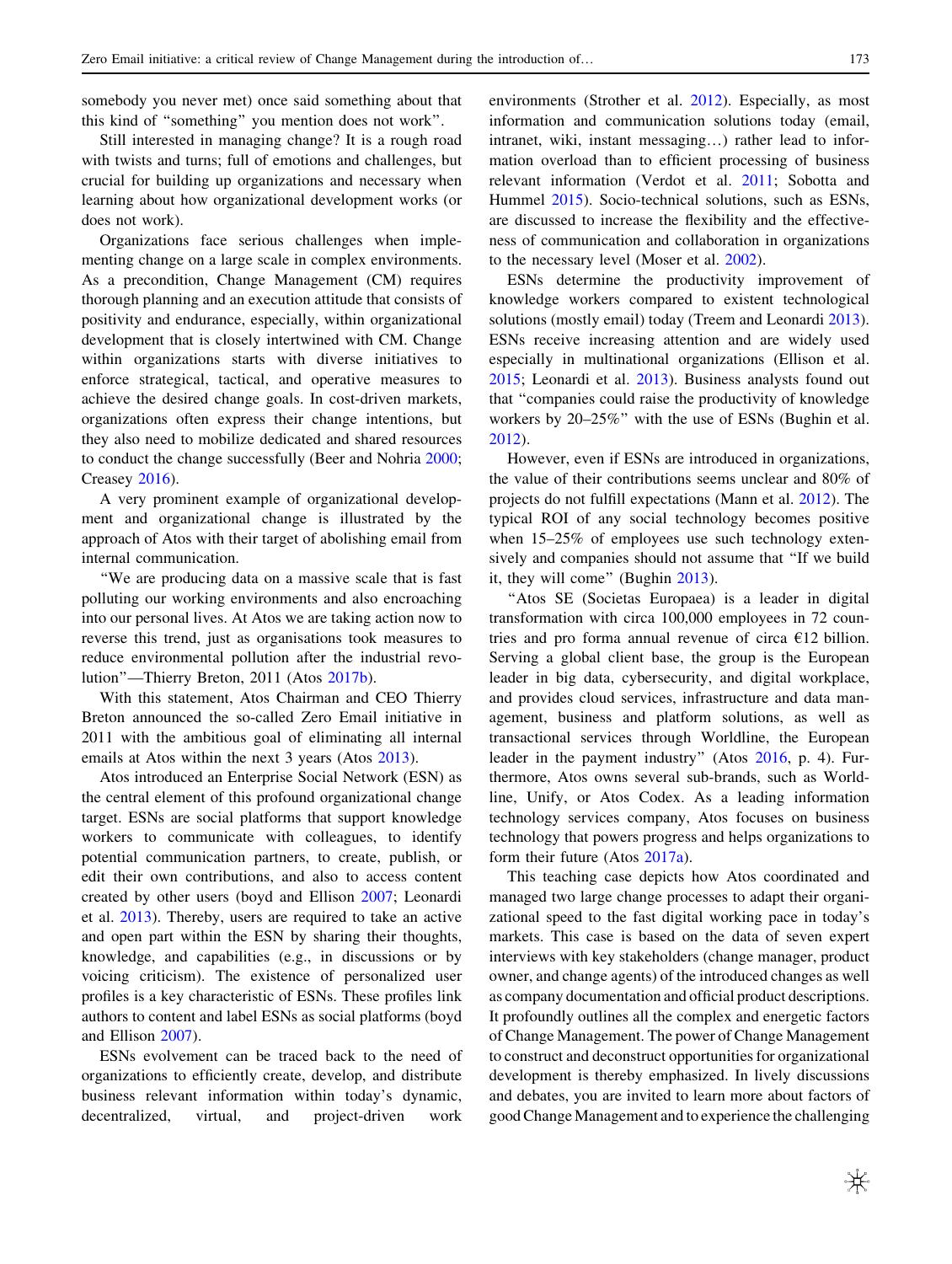somebody you never met) once said something about that this kind of "something" you mention does not work".

Still interested in managing change? It is a rough road with twists and turns; full of emotions and challenges, but crucial for building up organizations and necessary when learning about how organizational development works (or does not work).

Organizations face serious challenges when implementing change on a large scale in complex environments. As a precondition, Change Management (CM) requires thorough planning and an execution attitude that consists of positivity and endurance, especially, within organizational development that is closely intertwined with CM. Change within organizations starts with diverse initiatives to enforce strategical, tactical, and operative measures to achieve the desired change goals. In cost-driven markets, organizations often express their change intentions, but they also need to mobilize dedicated and shared resources to conduct the change successfully (Beer and Nohria 2000; Creasey 2016).

A very prominent example of organizational development and organizational change is illustrated by the approach of Atos with their target of abolishing email from internal communication.

"We are producing data on a massive scale that is fast polluting our working environments and also encroaching into our personal lives. At Atos we are taking action now to reverse this trend, just as organisations took measures to reduce environmental pollution after the industrial revolution"—Thierry Breton, 2011 (Atos 2017b).

With this statement, Atos Chairman and CEO Thierry Breton announced the so-called Zero Email initiative in 2011 with the ambitious goal of eliminating all internal emails at Atos within the next 3 years (Atos 2013).

Atos introduced an Enterprise Social Network (ESN) as the central element of this profound organizational change target. ESNs are social platforms that support knowledge workers to communicate with colleagues, to identify potential communication partners, to create, publish, or edit their own contributions, and also to access content created by other users (boyd and Ellison 2007; Leonardi et al. 2013). Thereby, users are required to take an active and open part within the ESN by sharing their thoughts, knowledge, and capabilities (e.g., in discussions or by voicing criticism). The existence of personalized user profiles is a key characteristic of ESNs. These profiles link authors to content and label ESNs as social platforms (boyd and Ellison 2007).

ESNs evolvement can be traced back to the need of organizations to efficiently create, develop, and distribute business relevant information within today's dynamic, decentralized, virtual, and project-driven work environments (Strother et al. 2012). Especially, as most information and communication solutions today (email, intranet, wiki, instant messaging…) rather lead to information overload than to efficient processing of business relevant information (Verdot et al. 2011; Sobotta and Hummel 2015). Socio-technical solutions, such as ESNs, are discussed to increase the flexibility and the effectiveness of communication and collaboration in organizations to the necessary level (Moser et al. 2002).

ESNs determine the productivity improvement of knowledge workers compared to existent technological solutions (mostly email) today (Treem and Leonardi 2013). ESNs receive increasing attention and are widely used especially in multinational organizations (Ellison et al. 2015; Leonardi et al. 2013). Business analysts found out that "companies could raise the productivity of knowledge workers by 20–25%" with the use of ESNs (Bughin et al. 2012).

However, even if ESNs are introduced in organizations, the value of their contributions seems unclear and 80% of projects do not fulfill expectations (Mann et al. 2012). The typical ROI of any social technology becomes positive when 15–25% of employees use such technology extensively and companies should not assume that "If we build it, they will come" (Bughin 2013).

"Atos SE (Societas Europaea) is a leader in digital transformation with circa 100,000 employees in 72 countries and pro forma annual revenue of circa €12 billion. Serving a global client base, the group is the European leader in big data, cybersecurity, and digital workplace, and provides cloud services, infrastructure and data management, business and platform solutions, as well as transactional services through Worldline, the European leader in the payment industry" (Atos 2016, p. 4). Furthermore, Atos owns several sub-brands, such as Worldline, Unify, or Atos Codex. As a leading information technology services company, Atos focuses on business technology that powers progress and helps organizations to form their future (Atos 2017a).

This teaching case depicts how Atos coordinated and managed two large change processes to adapt their organizational speed to the fast digital working pace in today's markets. This case is based on the data of seven expert interviews with key stakeholders (change manager, product owner, and change agents) of the introduced changes as well as company documentation and official product descriptions. It profoundly outlines all the complex and energetic factors of Change Management. The power of Change Management to construct and deconstruct opportunities for organizational development is thereby emphasized. In lively discussions and debates, you are invited to learn more about factors of good Change Management and to experience the challenging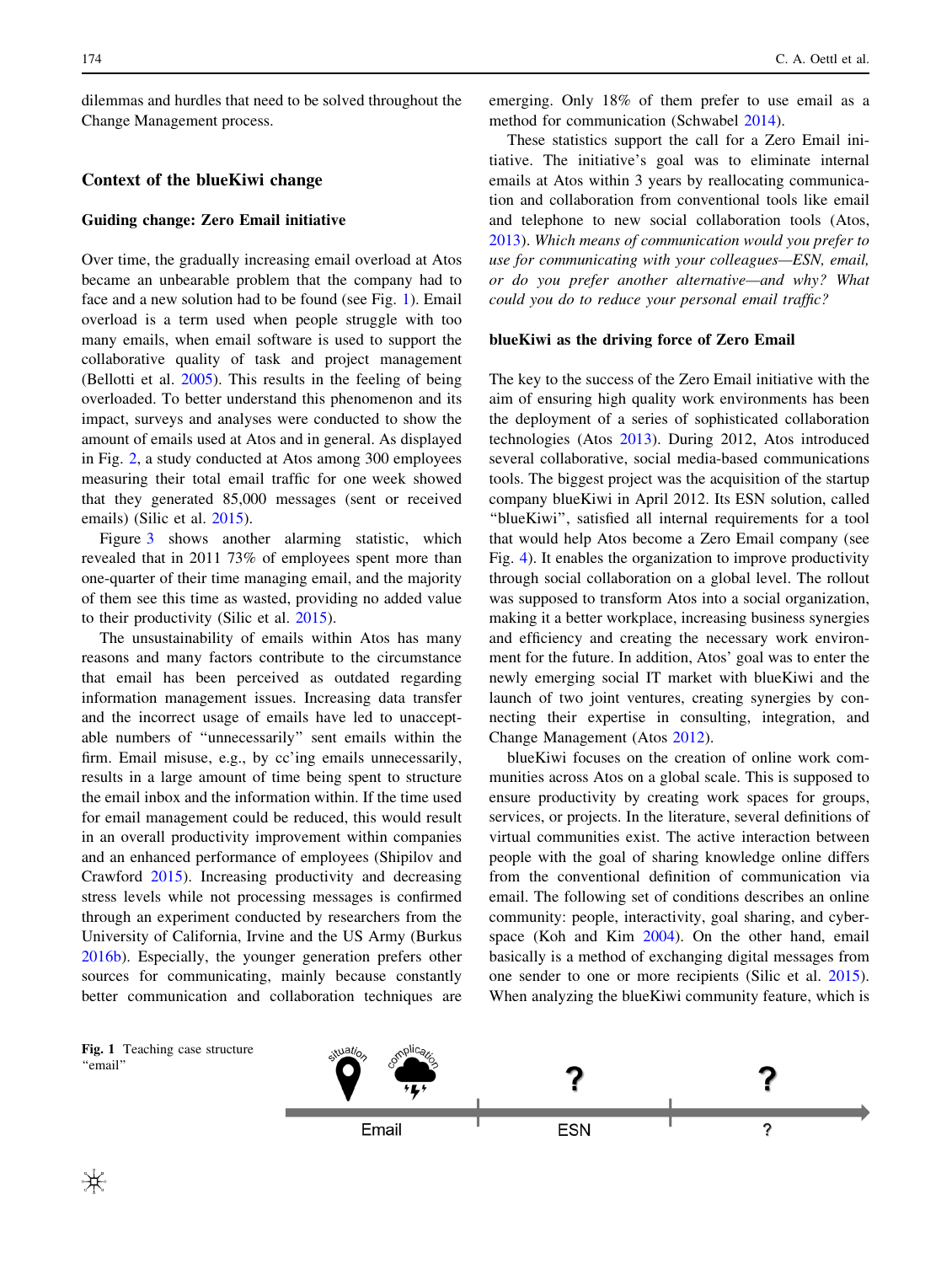dilemmas and hurdles that need to be solved throughout the Change Management process.

## Context of the blueKiwi change

### Guiding change: Zero Email initiative

Over time, the gradually increasing email overload at Atos became an unbearable problem that the company had to face and a new solution had to be found (see Fig. 1). Email overload is a term used when people struggle with too many emails, when email software is used to support the collaborative quality of task and project management (Bellotti et al. 2005). This results in the feeling of being overloaded. To better understand this phenomenon and its impact, surveys and analyses were conducted to show the amount of emails used at Atos and in general. As displayed in Fig. 2, a study conducted at Atos among 300 employees measuring their total email traffic for one week showed that they generated 85,000 messages (sent or received emails) (Silic et al. 2015).

Figure 3 shows another alarming statistic, which revealed that in 2011 73% of employees spent more than one-quarter of their time managing email, and the majority of them see this time as wasted, providing no added value to their productivity (Silic et al. 2015).

The unsustainability of emails within Atos has many reasons and many factors contribute to the circumstance that email has been perceived as outdated regarding information management issues. Increasing data transfer and the incorrect usage of emails have led to unacceptable numbers of "unnecessarily" sent emails within the firm. Email misuse, e.g., by cc'ing emails unnecessarily, results in a large amount of time being spent to structure the email inbox and the information within. If the time used for email management could be reduced, this would result in an overall productivity improvement within companies and an enhanced performance of employees (Shipilov and Crawford 2015). Increasing productivity and decreasing stress levels while not processing messages is confirmed through an experiment conducted by researchers from the University of California, Irvine and the US Army (Burkus 2016b). Especially, the younger generation prefers other sources for communicating, mainly because constantly better communication and collaboration techniques are emerging. Only 18% of them prefer to use email as a method for communication (Schwabel 2014).

These statistics support the call for a Zero Email initiative. The initiative's goal was to eliminate internal emails at Atos within 3 years by reallocating communication and collaboration from conventional tools like email and telephone to new social collaboration tools (Atos, 2013). *Which means of communication would you prefer to use for communicating with your colleagues—ESN, email, or do you prefer another alternative—and why? What could you do to reduce your personal email traffic?*

### blueKiwi as the driving force of Zero Email

The key to the success of the Zero Email initiative with the aim of ensuring high quality work environments has been the deployment of a series of sophisticated collaboration technologies (Atos 2013). During 2012, Atos introduced several collaborative, social media-based communications tools. The biggest project was the acquisition of the startup company blueKiwi in April 2012. Its ESN solution, called "blueKiwi", satisfied all internal requirements for a tool that would help Atos become a Zero Email company (see Fig. 4). It enables the organization to improve productivity through social collaboration on a global level. The rollout was supposed to transform Atos into a social organization, making it a better workplace, increasing business synergies and efficiency and creating the necessary work environment for the future. In addition, Atos' goal was to enter the newly emerging social IT market with blueKiwi and the launch of two joint ventures, creating synergies by connecting their expertise in consulting, integration, and Change Management (Atos 2012).

blueKiwi focuses on the creation of online work communities across Atos on a global scale. This is supposed to ensure productivity by creating work spaces for groups, services, or projects. In the literature, several definitions of virtual communities exist. The active interaction between people with the goal of sharing knowledge online differs from the conventional definition of communication via email. The following set of conditions describes an online community: people, interactivity, goal sharing, and cyberspace (Koh and Kim 2004). On the other hand, email basically is a method of exchanging digital messages from one sender to one or more recipients (Silic et al. 2015). When analyzing the blueKiwi community feature, which is

situation complication ? ?

Email ESN ?

**Fig. 1** Teaching case structure "email"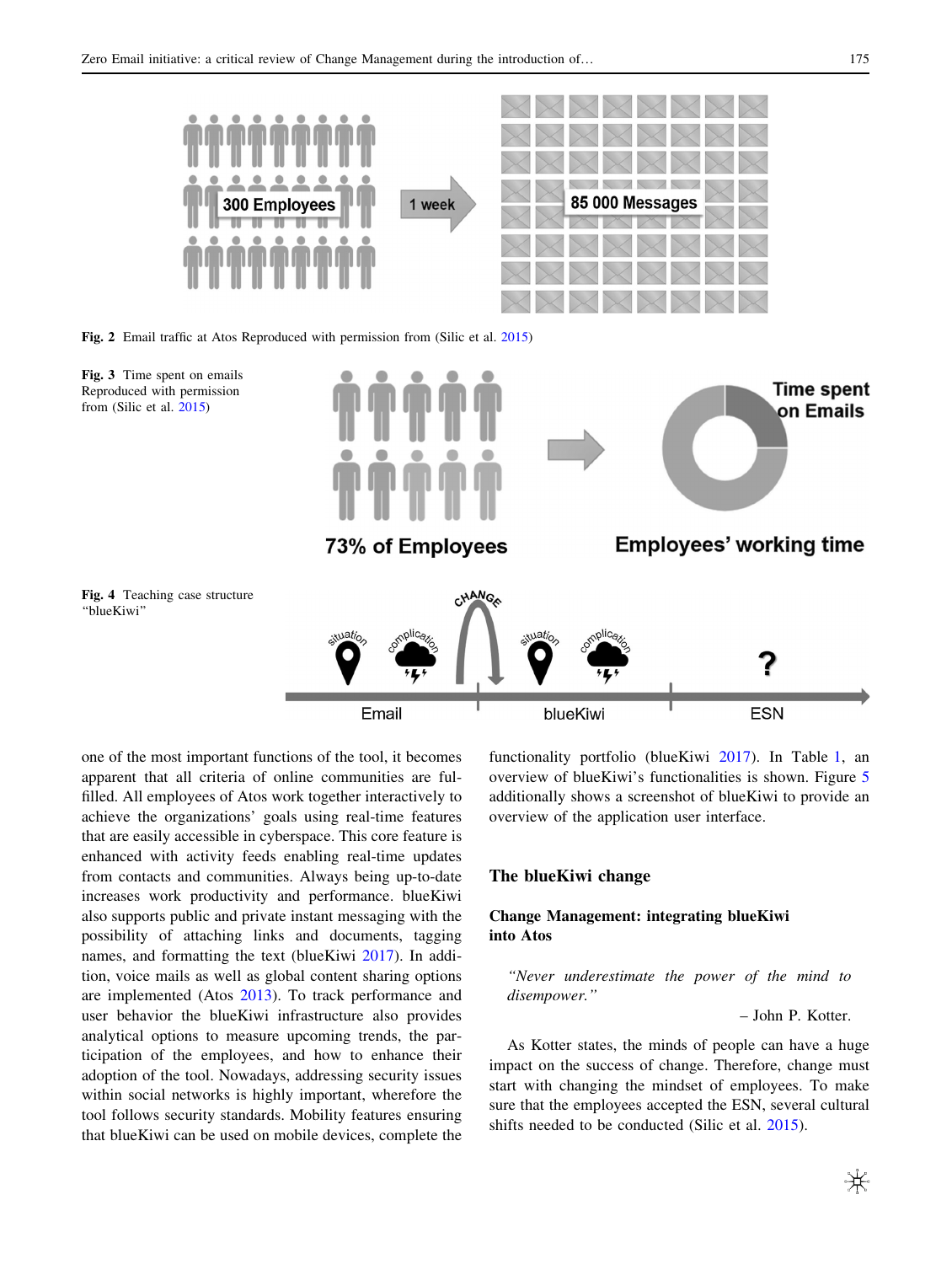300 Employees

1 week

85 000 Messages

Fig. 2 Email traffic at Atos Reproduced with permission from (Silic et al. 2015)

73% of Employees

Time spent on Emails

Employees' working time

Fig. 3 Time spent on emails Reproduced with permission from (Silic et al. 2015)

CHANGE

situation

complication

situation

complication

?

Email

blueKiwi

ESN

Fig. 4 Teaching case structure "blueKiwi"

one of the most important functions of the tool, it becomes apparent that all criteria of online communities are fulfilled. All employees of Atos work together interactively to achieve the organizations' goals using real-time features that are easily accessible in cyberspace. This core feature is enhanced with activity feeds enabling real-time updates from contacts and communities. Always being up-to-date increases work productivity and performance. blueKiwi also supports public and private instant messaging with the possibility of attaching links and documents, tagging names, and formatting the text (blueKiwi 2017). In addition, voice mails as well as global content sharing options are implemented (Atos 2013). To track performance and user behavior the blueKiwi infrastructure also provides analytical options to measure upcoming trends, the participation of the employees, and how to enhance their adoption of the tool. Nowadays, addressing security issues within social networks is highly important, wherefore the tool follows security standards. Mobility features ensuring that blueKiwi can be used on mobile devices, complete the functionality portfolio (blueKiwi 2017). In Table 1, an overview of blueKiwi's functionalities is shown. Figure 5 additionally shows a screenshot of blueKiwi to provide an overview of the application user interface.

## The blueKiwi change

### Change Management: integrating blueKiwi into Atos

> *"Never underestimate the power of the mind to disempower."*
>
> – John P. Kotter.

As Kotter states, the minds of people can have a huge impact on the success of change. Therefore, change must start with changing the mindset of employees. To make sure that the employees accepted the ESN, several cultural shifts needed to be conducted (Silic et al. 2015).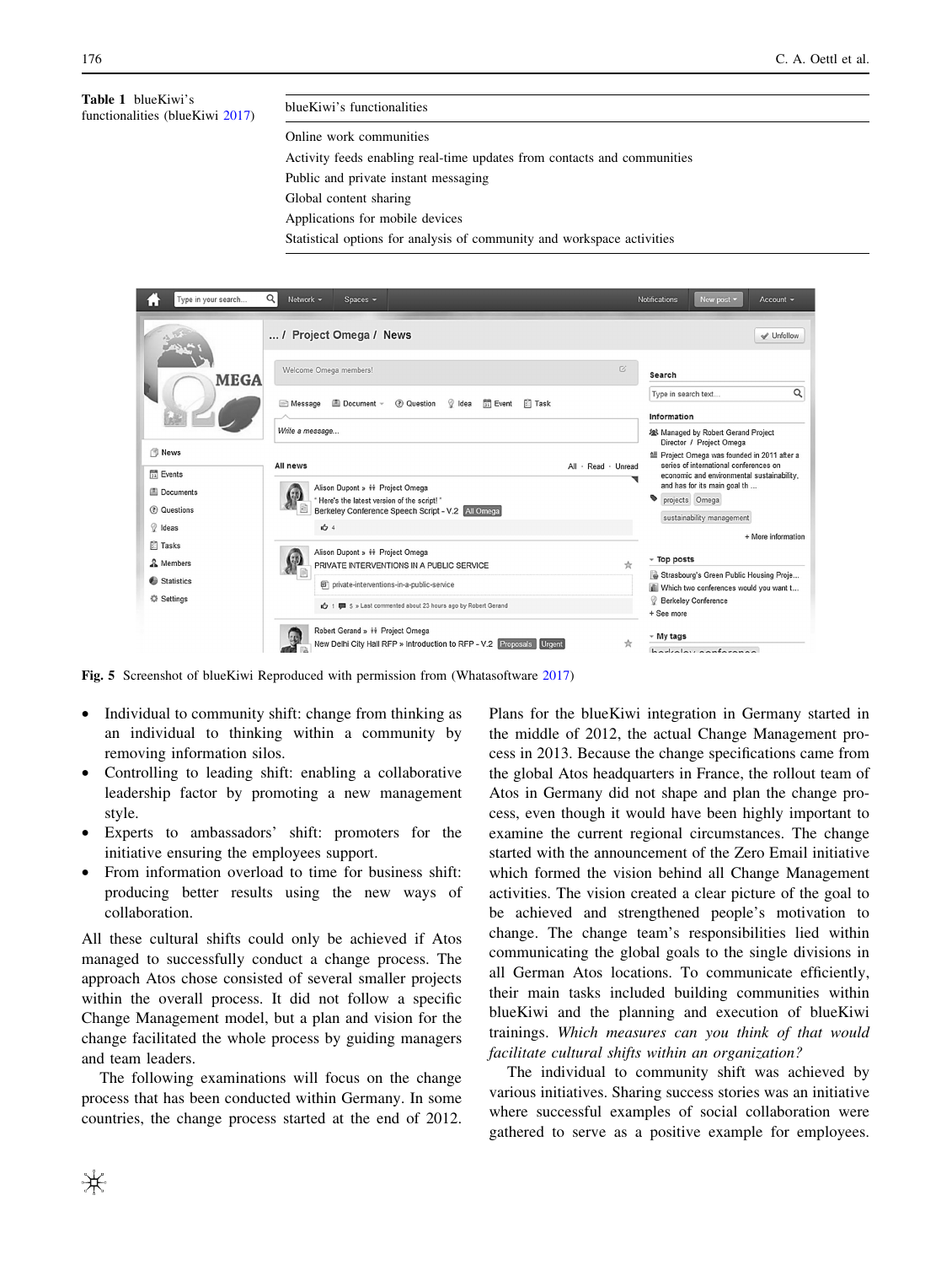**Table 1** blueKiwi's functionalities (blueKiwi 2017)

| blueKiwi's functionalities |
|---|
| Online work communities |
| Activity feeds enabling real-time updates from contacts and communities |
| Public and private instant messaging |
| Global content sharing |
| Applications for mobile devices |
| Statistical options for analysis of community and workspace activities |

**Fig. 5** Screenshot of blueKiwi Reproduced with permission from (Whatasoftware 2017)

- Individual to community shift: change from thinking as an individual to thinking within a community by removing information silos.
- Controlling to leading shift: enabling a collaborative leadership factor by promoting a new management style.
- Experts to ambassadors' shift: promoters for the initiative ensuring the employees support.
- From information overload to time for business shift: producing better results using the new ways of collaboration.

All these cultural shifts could only be achieved if Atos managed to successfully conduct a change process. The approach Atos chose consisted of several smaller projects within the overall process. It did not follow a specific Change Management model, but a plan and vision for the change facilitated the whole process by guiding managers and team leaders.

The following examinations will focus on the change process that has been conducted within Germany. In some countries, the change process started at the end of 2012. Plans for the blueKiwi integration in Germany started in the middle of 2012, the actual Change Management process in 2013. Because the change specifications came from the global Atos headquarters in France, the rollout team of Atos in Germany did not shape and plan the change process, even though it would have been highly important to examine the current regional circumstances. The change started with the announcement of the Zero Email initiative which formed the vision behind all Change Management activities. The vision created a clear picture of the goal to be achieved and strengthened people's motivation to change. The change team's responsibilities lied within communicating the global goals to the single divisions in all German Atos locations. To communicate efficiently, their main tasks included building communities within blueKiwi and the planning and execution of blueKiwi trainings. *Which measures can you think of that would facilitate cultural shifts within an organization?*

The individual to community shift was achieved by various initiatives. Sharing success stories was an initiative where successful examples of social collaboration were gathered to serve as a positive example for employees.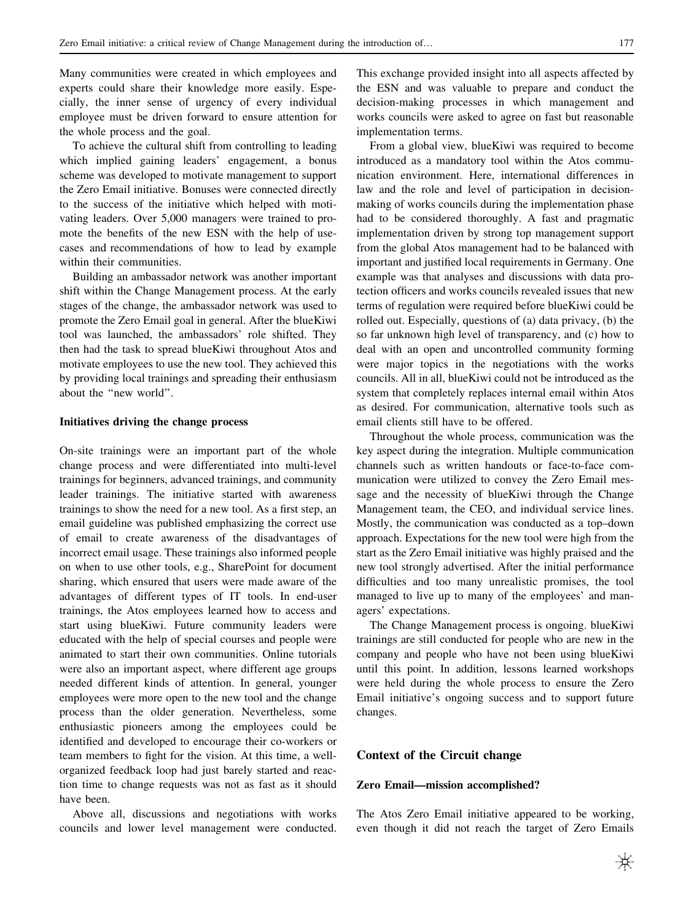Many communities were created in which employees and experts could share their knowledge more easily. Especially, the inner sense of urgency of every individual employee must be driven forward to ensure attention for the whole process and the goal.

To achieve the cultural shift from controlling to leading which implied gaining leaders' engagement, a bonus scheme was developed to motivate management to support the Zero Email initiative. Bonuses were connected directly to the success of the initiative which helped with motivating leaders. Over 5,000 managers were trained to promote the benefits of the new ESN with the help of use-cases and recommendations of how to lead by example within their communities.

Building an ambassador network was another important shift within the Change Management process. At the early stages of the change, the ambassador network was used to promote the Zero Email goal in general. After the blueKiwi tool was launched, the ambassadors' role shifted. They then had the task to spread blueKiwi throughout Atos and motivate employees to use the new tool. They achieved this by providing local trainings and spreading their enthusiasm about the "new world".

#### Initiatives driving the change process

On-site trainings were an important part of the whole change process and were differentiated into multi-level trainings for beginners, advanced trainings, and community leader trainings. The initiative started with awareness trainings to show the need for a new tool. As a first step, an email guideline was published emphasizing the correct use of email to create awareness of the disadvantages of incorrect email usage. These trainings also informed people on when to use other tools, e.g., SharePoint for document sharing, which ensured that users were made aware of the advantages of different types of IT tools. In end-user trainings, the Atos employees learned how to access and start using blueKiwi. Future community leaders were educated with the help of special courses and people were animated to start their own communities. Online tutorials were also an important aspect, where different age groups needed different kinds of attention. In general, younger employees were more open to the new tool and the change process than the older generation. Nevertheless, some enthusiastic pioneers among the employees could be identified and developed to encourage their co-workers or team members to fight for the vision. At this time, a well-organized feedback loop had just barely started and reaction time to change requests was not as fast as it should have been.

Above all, discussions and negotiations with works councils and lower level management were conducted. This exchange provided insight into all aspects affected by the ESN and was valuable to prepare and conduct the decision-making processes in which management and works councils were asked to agree on fast but reasonable implementation terms.

From a global view, blueKiwi was required to become introduced as a mandatory tool within the Atos communication environment. Here, international differences in law and the role and level of participation in decision-making of works councils during the implementation phase had to be considered thoroughly. A fast and pragmatic implementation driven by strong top management support from the global Atos management had to be balanced with important and justified local requirements in Germany. One example was that analyses and discussions with data protection officers and works councils revealed issues that new terms of regulation were required before blueKiwi could be rolled out. Especially, questions of (a) data privacy, (b) the so far unknown high level of transparency, and (c) how to deal with an open and uncontrolled community forming were major topics in the negotiations with the works councils. All in all, blueKiwi could not be introduced as the system that completely replaces internal email within Atos as desired. For communication, alternative tools such as email clients still have to be offered.

Throughout the whole process, communication was the key aspect during the integration. Multiple communication channels such as written handouts or face-to-face communication were utilized to convey the Zero Email message and the necessity of blueKiwi through the Change Management team, the CEO, and individual service lines. Mostly, the communication was conducted as a top–down approach. Expectations for the new tool were high from the start as the Zero Email initiative was highly praised and the new tool strongly advertised. After the initial performance difficulties and too many unrealistic promises, the tool managed to live up to many of the employees' and managers' expectations.

The Change Management process is ongoing. blueKiwi trainings are still conducted for people who are new in the company and people who have not been using blueKiwi until this point. In addition, lessons learned workshops were held during the whole process to ensure the Zero Email initiative's ongoing success and to support future changes.

### Context of the Circuit change

#### Zero Email—mission accomplished?

The Atos Zero Email initiative appeared to be working, even though it did not reach the target of Zero Emails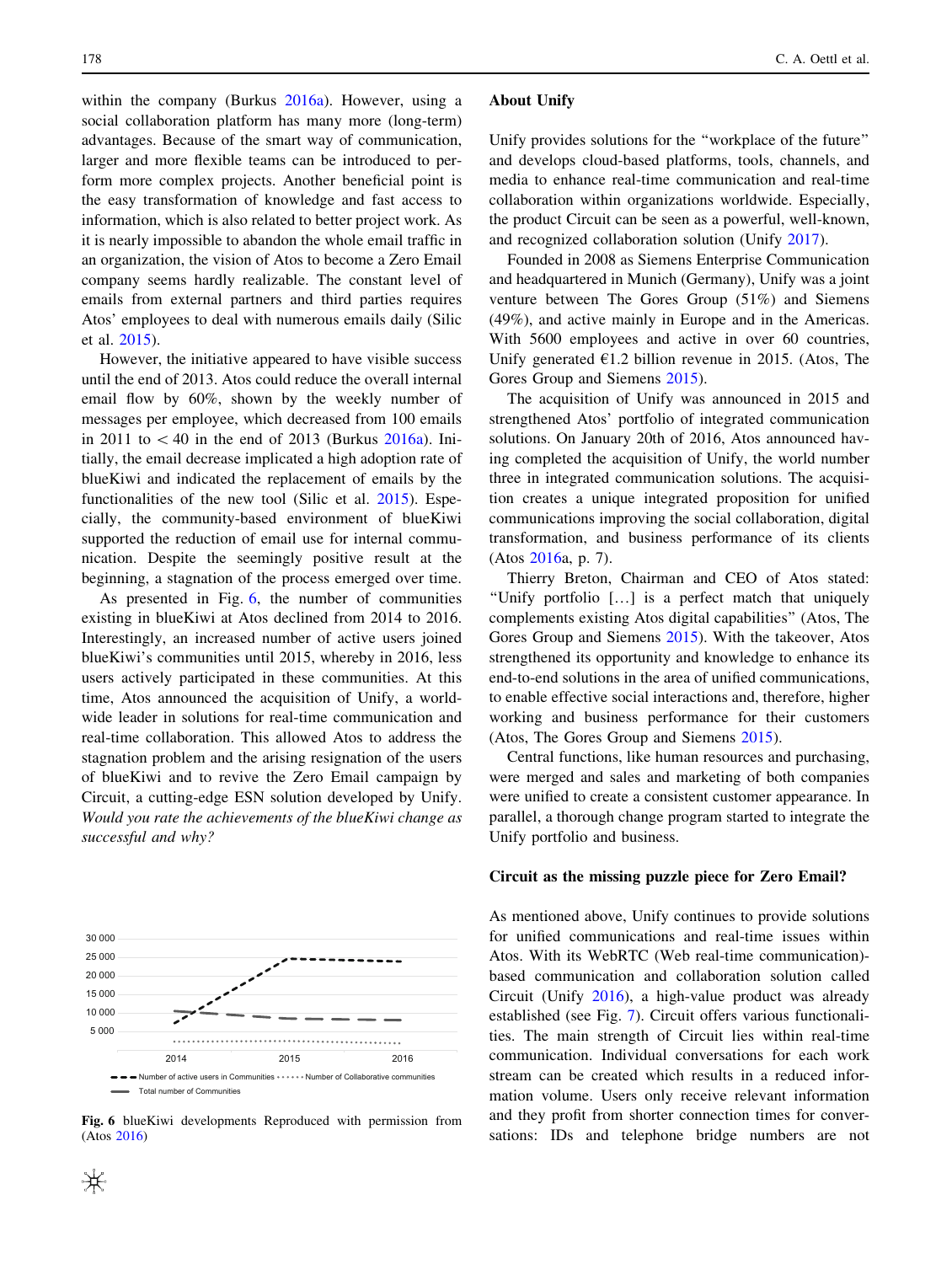within the company (Burkus 2016a). However, using a social collaboration platform has many more (long-term) advantages. Because of the smart way of communication, larger and more flexible teams can be introduced to perform more complex projects. Another beneficial point is the easy transformation of knowledge and fast access to information, which is also related to better project work. As it is nearly impossible to abandon the whole email traffic in an organization, the vision of Atos to become a Zero Email company seems hardly realizable. The constant level of emails from external partners and third parties requires Atos' employees to deal with numerous emails daily (Silic et al. 2015).

However, the initiative appeared to have visible success until the end of 2013. Atos could reduce the overall internal email flow by 60%, shown by the weekly number of messages per employee, which decreased from 100 emails in 2011 to < 40 in the end of 2013 (Burkus 2016a). Initially, the email decrease implicated a high adoption rate of blueKiwi and indicated the replacement of emails by the functionalities of the new tool (Silic et al. 2015). Especially, the community-based environment of blueKiwi supported the reduction of email use for internal communication. Despite the seemingly positive result at the beginning, a stagnation of the process emerged over time.

As presented in Fig. 6, the number of communities existing in blueKiwi at Atos declined from 2014 to 2016. Interestingly, an increased number of active users joined blueKiwi's communities until 2015, whereby in 2016, less users actively participated in these communities. At this time, Atos announced the acquisition of Unify, a worldwide leader in solutions for real-time communication and real-time collaboration. This allowed Atos to address the stagnation problem and the arising resignation of the users of blueKiwi and to revive the Zero Email campaign by Circuit, a cutting-edge ESN solution developed by Unify. *Would you rate the achievements of the blueKiwi change as successful and why?*

30 000
25 000
20 000
15 000
10 000
5 000
2014
2015
2016
Number of active users in Communities
Number of Collaborative communities
Total number of Communities

**Fig. 6** blueKiwi developments Reproduced with permission from (Atos 2016)

**About Unify**

Unify provides solutions for the "workplace of the future" and develops cloud-based platforms, tools, channels, and media to enhance real-time communication and real-time collaboration within organizations worldwide. Especially, the product Circuit can be seen as a powerful, well-known, and recognized collaboration solution (Unify 2017).

Founded in 2008 as Siemens Enterprise Communication and headquartered in Munich (Germany), Unify was a joint venture between The Gores Group (51%) and Siemens (49%), and active mainly in Europe and in the Americas. With 5600 employees and active in over 60 countries, Unify generated €1.2 billion revenue in 2015. (Atos, The Gores Group and Siemens 2015).

The acquisition of Unify was announced in 2015 and strengthened Atos' portfolio of integrated communication solutions. On January 20th of 2016, Atos announced having completed the acquisition of Unify, the world number three in integrated communication solutions. The acquisition creates a unique integrated proposition for unified communications improving the social collaboration, digital transformation, and business performance of its clients (Atos 2016a, p. 7).

Thierry Breton, Chairman and CEO of Atos stated: "Unify portfolio […] is a perfect match that uniquely complements existing Atos digital capabilities" (Atos, The Gores Group and Siemens 2015). With the takeover, Atos strengthened its opportunity and knowledge to enhance its end-to-end solutions in the area of unified communications, to enable effective social interactions and, therefore, higher working and business performance for their customers (Atos, The Gores Group and Siemens 2015).

Central functions, like human resources and purchasing, were merged and sales and marketing of both companies were unified to create a consistent customer appearance. In parallel, a thorough change program started to integrate the Unify portfolio and business.

**Circuit as the missing puzzle piece for Zero Email?**

As mentioned above, Unify continues to provide solutions for unified communications and real-time issues within Atos. With its WebRTC (Web real-time communication)-based communication and collaboration solution called Circuit (Unify 2016), a high-value product was already established (see Fig. 7). Circuit offers various functionalities. The main strength of Circuit lies within real-time communication. Individual conversations for each work stream can be created which results in a reduced information volume. Users only receive relevant information and they profit from shorter connection times for conversations: IDs and telephone bridge numbers are not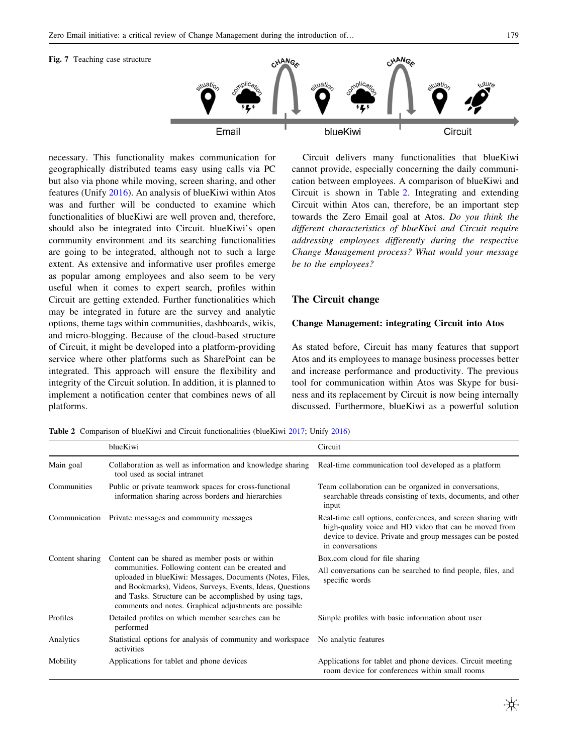Fig. 7 Teaching case structure

CHANGE

CHANGE

situation

complication

situation

complication

situation

future

Email

blueKiwi

Circuit

necessary. This functionality makes communication for geographically distributed teams easy using calls via PC but also via phone while moving, screen sharing, and other features (Unify 2016). An analysis of blueKiwi within Atos was and further will be conducted to examine which functionalities of blueKiwi are well proven and, therefore, should also be integrated into Circuit. blueKiwi's open community environment and its searching functionalities are going to be integrated, although not to such a large extent. As extensive and informative user profiles emerge as popular among employees and also seem to be very useful when it comes to expert search, profiles within Circuit are getting extended. Further functionalities which may be integrated in future are the survey and analytic options, theme tags within communities, dashboards, wikis, and micro-blogging. Because of the cloud-based structure of Circuit, it might be developed into a platform-providing service where other platforms such as SharePoint can be integrated. This approach will ensure the flexibility and integrity of the Circuit solution. In addition, it is planned to implement a notification center that combines news of all platforms.

Circuit delivers many functionalities that blueKiwi cannot provide, especially concerning the daily communication between employees. A comparison of blueKiwi and Circuit is shown in Table 2. Integrating and extending Circuit within Atos can, therefore, be an important step towards the Zero Email goal at Atos. *Do you think the different characteristics of blueKiwi and Circuit require addressing employees differently during the respective Change Management process? What would your message be to the employees?*

## The Circuit change

### Change Management: integrating Circuit into Atos

As stated before, Circuit has many features that support Atos and its employees to manage business processes better and increase performance and productivity. The previous tool for communication within Atos was Skype for business and its replacement by Circuit is now being internally discussed. Furthermore, blueKiwi as a powerful solution

Table 2 Comparison of blueKiwi and Circuit functionalities (blueKiwi 2017; Unify 2016)

| | blueKiwi | Circuit |
|---|---|---|
| Main goal | Collaboration as well as information and knowledge sharing tool used as social intranet | Real-time communication tool developed as a platform |
| Communities | Public or private teamwork spaces for cross-functional information sharing across borders and hierarchies | Team collaboration can be organized in conversations, searchable threads consisting of texts, documents, and other input |
| Communication | Private messages and community messages | Real-time call options, conferences, and screen sharing with high-quality voice and HD video that can be moved from device to device. Private and group messages can be posted in conversations |
| Content sharing | Content can be shared as member posts or within communities. Following content can be created and uploaded in blueKiwi: Messages, Documents (Notes, Files, and Bookmarks), Videos, Surveys, Events, Ideas, Questions and Tasks. Structure can be accomplished by using tags, comments and notes. Graphical adjustments are possible | Box.com cloud for file sharing<br>All conversations can be searched to find people, files, and specific words |
| Profiles | Detailed profiles on which member searches can be performed | Simple profiles with basic information about user |
| Analytics | Statistical options for analysis of community and workspace activities | No analytic features |
| Mobility | Applications for tablet and phone devices | Applications for tablet and phone devices. Circuit meeting room device for conferences within small rooms |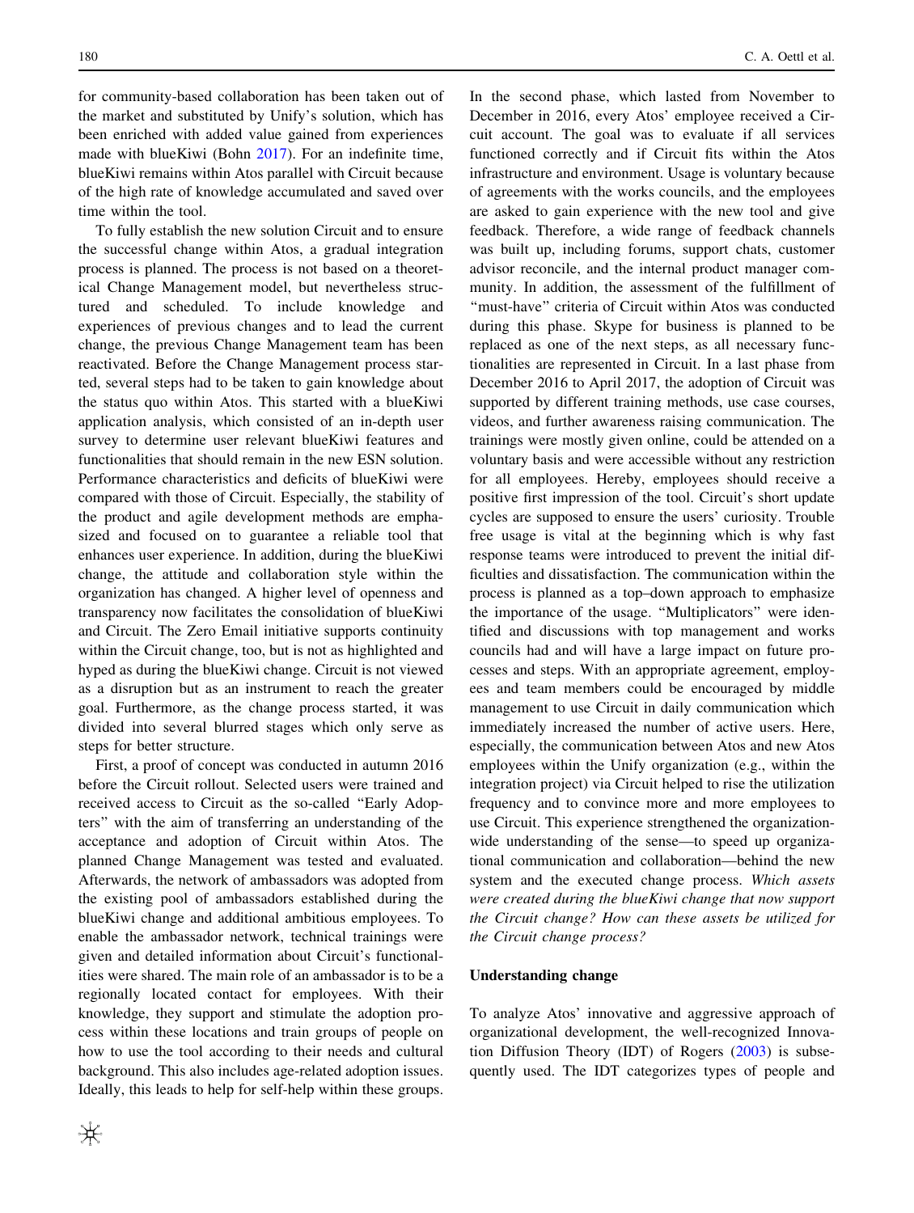for community-based collaboration has been taken out of the market and substituted by Unify's solution, which has been enriched with added value gained from experiences made with blueKiwi (Bohn 2017). For an indefinite time, blueKiwi remains within Atos parallel with Circuit because of the high rate of knowledge accumulated and saved over time within the tool.

To fully establish the new solution Circuit and to ensure the successful change within Atos, a gradual integration process is planned. The process is not based on a theoretical Change Management model, but nevertheless structured and scheduled. To include knowledge and experiences of previous changes and to lead the current change, the previous Change Management team has been reactivated. Before the Change Management process started, several steps had to be taken to gain knowledge about the status quo within Atos. This started with a blueKiwi application analysis, which consisted of an in-depth user survey to determine user relevant blueKiwi features and functionalities that should remain in the new ESN solution. Performance characteristics and deficits of blueKiwi were compared with those of Circuit. Especially, the stability of the product and agile development methods are emphasized and focused on to guarantee a reliable tool that enhances user experience. In addition, during the blueKiwi change, the attitude and collaboration style within the organization has changed. A higher level of openness and transparency now facilitates the consolidation of blueKiwi and Circuit. The Zero Email initiative supports continuity within the Circuit change, too, but is not as highlighted and hyped as during the blueKiwi change. Circuit is not viewed as a disruption but as an instrument to reach the greater goal. Furthermore, as the change process started, it was divided into several blurred stages which only serve as steps for better structure.

First, a proof of concept was conducted in autumn 2016 before the Circuit rollout. Selected users were trained and received access to Circuit as the so-called "Early Adopters" with the aim of transferring an understanding of the acceptance and adoption of Circuit within Atos. The planned Change Management was tested and evaluated. Afterwards, the network of ambassadors was adopted from the existing pool of ambassadors established during the blueKiwi change and additional ambitious employees. To enable the ambassador network, technical trainings were given and detailed information about Circuit's functionalities were shared. The main role of an ambassador is to be a regionally located contact for employees. With their knowledge, they support and stimulate the adoption process within these locations and train groups of people on how to use the tool according to their needs and cultural background. This also includes age-related adoption issues. Ideally, this leads to help for self-help within these groups. In the second phase, which lasted from November to December in 2016, every Atos' employee received a Circuit account. The goal was to evaluate if all services functioned correctly and if Circuit fits within the Atos infrastructure and environment. Usage is voluntary because of agreements with the works councils, and the employees are asked to gain experience with the new tool and give feedback. Therefore, a wide range of feedback channels was built up, including forums, support chats, customer advisor reconcile, and the internal product manager community. In addition, the assessment of the fulfillment of "must-have" criteria of Circuit within Atos was conducted during this phase. Skype for business is planned to be replaced as one of the next steps, as all necessary functionalities are represented in Circuit. In a last phase from December 2016 to April 2017, the adoption of Circuit was supported by different training methods, use case courses, videos, and further awareness raising communication. The trainings were mostly given online, could be attended on a voluntary basis and were accessible without any restriction for all employees. Hereby, employees should receive a positive first impression of the tool. Circuit's short update cycles are supposed to ensure the users' curiosity. Trouble free usage is vital at the beginning which is why fast response teams were introduced to prevent the initial difficulties and dissatisfaction. The communication within the process is planned as a top–down approach to emphasize the importance of the usage. "Multiplicators" were identified and discussions with top management and works councils had and will have a large impact on future processes and steps. With an appropriate agreement, employees and team members could be encouraged by middle management to use Circuit in daily communication which immediately increased the number of active users. Here, especially, the communication between Atos and new Atos employees within the Unify organization (e.g., within the integration project) via Circuit helped to rise the utilization frequency and to convince more and more employees to use Circuit. This experience strengthened the organization-wide understanding of the sense—to speed up organizational communication and collaboration—behind the new system and the executed change process. *Which assets were created during the blueKiwi change that now support the Circuit change? How can these assets be utilized for the Circuit change process?*

## Understanding change

To analyze Atos' innovative and aggressive approach of organizational development, the well-recognized Innovation Diffusion Theory (IDT) of Rogers (2003) is subsequently used. The IDT categorizes types of people and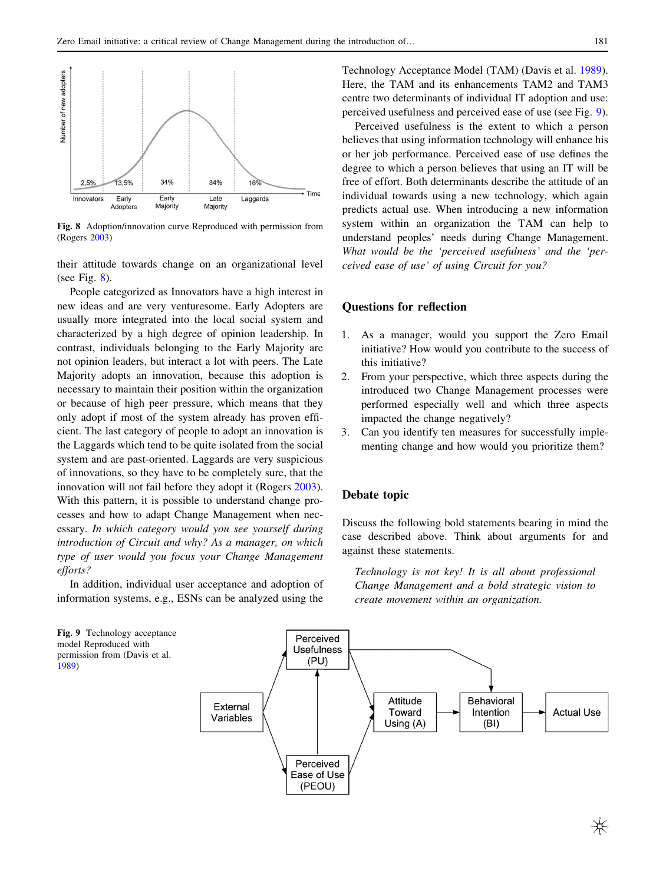Number of new adopters

2,5%
13,5%
34%
34%
16%

Innovators
Early Adopters
Early Majority
Late Majority
Laggards

Time

**Fig. 8** Adoption/innovation curve Reproduced with permission from (Rogers 2003)

their attitude towards change on an organizational level (see Fig. 8).

People categorized as Innovators have a high interest in new ideas and are very venturesome. Early Adopters are usually more integrated into the local social system and characterized by a high degree of opinion leadership. In contrast, individuals belonging to the Early Majority are not opinion leaders, but interact a lot with peers. The Late Majority adopts an innovation, because this adoption is necessary to maintain their position within the organization or because of high peer pressure, which means that they only adopt if most of the system already has proven efficient. The last category of people to adopt an innovation is the Laggards which tend to be quite isolated from the social system and are past-oriented. Laggards are very suspicious of innovations, so they have to be completely sure, that the innovation will not fail before they adopt it (Rogers 2003). With this pattern, it is possible to understand change processes and how to adapt Change Management when necessary. *In which category would you see yourself during introduction of Circuit and why? As a manager, on which type of user would you focus your Change Management efforts?*

In addition, individual user acceptance and adoption of information systems, e.g., ESNs can be analyzed using the Technology Acceptance Model (TAM) (Davis et al. 1989). Here, the TAM and its enhancements TAM2 and TAM3 centre two determinants of individual IT adoption and use: perceived usefulness and perceived ease of use (see Fig. 9).

Perceived usefulness is the extent to which a person believes that using information technology will enhance his or her job performance. Perceived ease of use defines the degree to which a person believes that using an IT will be free of effort. Both determinants describe the attitude of an individual towards using a new technology, which again predicts actual use. When introducing a new information system within an organization the TAM can help to understand peoples' needs during Change Management. *What would be the 'perceived usefulness' and the 'perceived ease of use' of using Circuit for you?*

## Questions for reflection

1. As a manager, would you support the Zero Email initiative? How would you contribute to the success of this initiative?
2. From your perspective, which three aspects during the introduced two Change Management processes were performed especially well and which three aspects impacted the change negatively?
3. Can you identify ten measures for successfully implementing change and how would you prioritize them?

## Debate topic

Discuss the following bold statements bearing in mind the case described above. Think about arguments for and against these statements.

> *Technology is not key! It is all about professional Change Management and a bold strategic vision to create movement within an organization.*

External Variables
Perceived Usefulness (PU)
Perceived Ease of Use (PEOU)
Attitude Toward Using (A)
Behavioral Intention (BI)
Actual Use

**Fig. 9** Technology acceptance model Reproduced with permission from (Davis et al. 1989)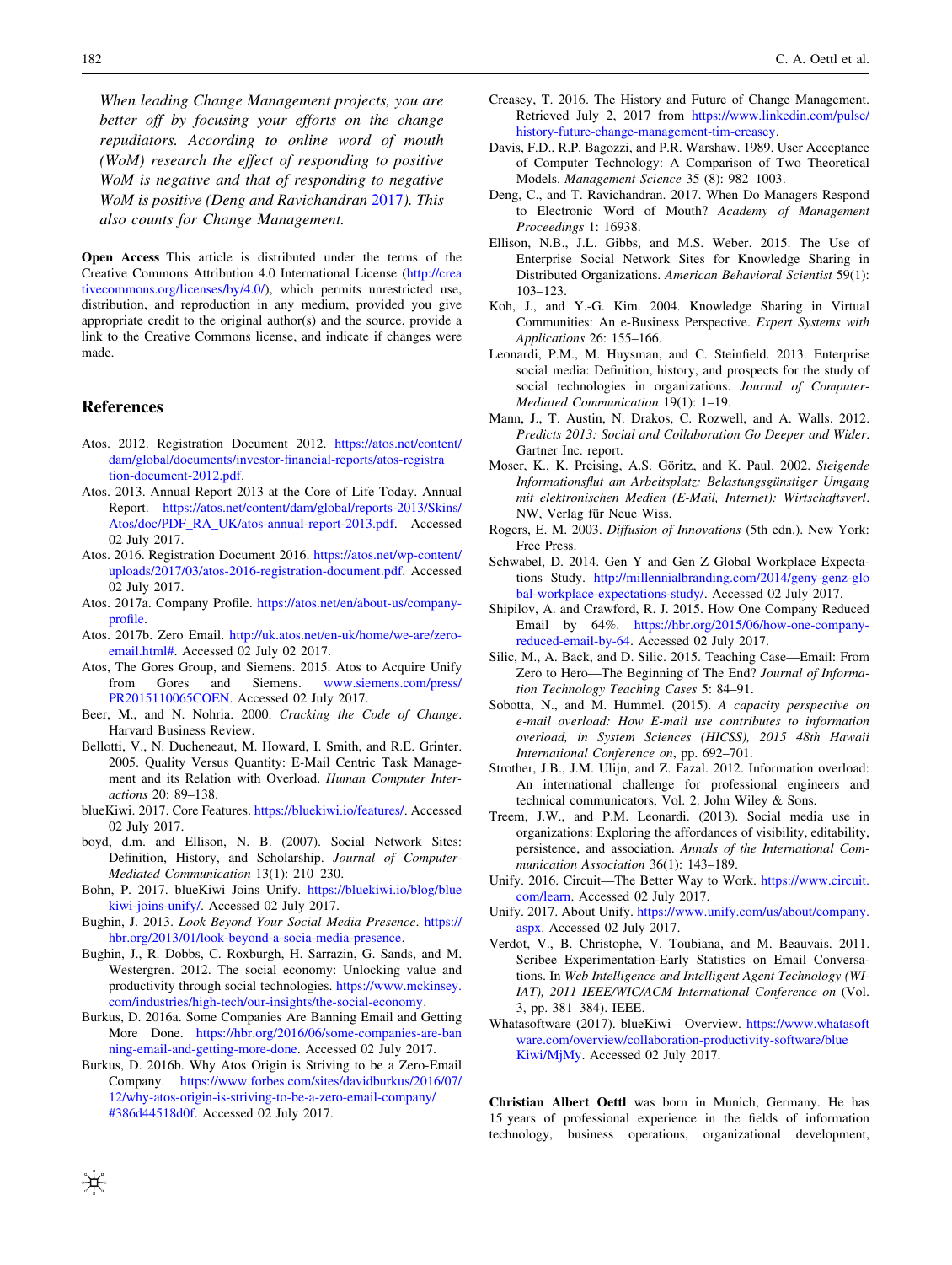*When leading Change Management projects, you are better off by focusing your efforts on the change repudiators. According to online word of mouth (WoM) research the effect of responding to positive WoM is negative and that of responding to negative WoM is positive (Deng and Ravichandran 2017). This also counts for Change Management.*

**Open Access** This article is distributed under the terms of the Creative Commons Attribution 4.0 International License (http://creativecommons.org/licenses/by/4.0/), which permits unrestricted use, distribution, and reproduction in any medium, provided you give appropriate credit to the original author(s) and the source, provide a link to the Creative Commons license, and indicate if changes were made.

## References

Atos. 2012. Registration Document 2012. https://atos.net/content/dam/global/documents/investor-financial-reports/atos-registration-document-2012.pdf.

Atos. 2013. Annual Report 2013 at the Core of Life Today. Annual Report. https://atos.net/content/dam/global/reports-2013/Skins/Atos/doc/PDF_RA_UK/atos-annual-report-2013.pdf. Accessed 02 July 2017.

Atos. 2016. Registration Document 2016. https://atos.net/wp-content/uploads/2017/03/atos-2016-registration-document.pdf. Accessed 02 July 2017.

Atos. 2017a. Company Profile. https://atos.net/en/about-us/company-profile.

Atos. 2017b. Zero Email. http://uk.atos.net/en-uk/home/we-are/zero-email.html#. Accessed 02 July 02 2017.

Atos, The Gores Group, and Siemens. 2015. Atos to Acquire Unify from Gores and Siemens. www.siemens.com/press/PR2015110065COEN. Accessed 02 July 2017.

Beer, M., and N. Nohria. 2000. *Cracking the Code of Change*. Harvard Business Review.

Bellotti, V., N. Ducheneaut, M. Howard, I. Smith, and R.E. Grinter. 2005. Quality Versus Quantity: E-Mail Centric Task Management and its Relation with Overload. *Human Computer Interactions* 20: 89–138.

blueKiwi. 2017. Core Features. https://bluekiwi.io/features/. Accessed 02 July 2017.

boyd, d.m. and Ellison, N. B. (2007). Social Network Sites: Definition, History, and Scholarship. *Journal of Computer-Mediated Communication* 13(1): 210–230.

Bohn, P. 2017. blueKiwi Joins Unify. https://bluekiwi.io/blog/bluekiwi-joins-unify/. Accessed 02 July 2017.

Bughin, J. 2013. *Look Beyond Your Social Media Presence*. https://hbr.org/2013/01/look-beyond-a-socia-media-presence.

Bughin, J., R. Dobbs, C. Roxburgh, H. Sarrazin, G. Sands, and M. Westergren. 2012. The social economy: Unlocking value and productivity through social technologies. https://www.mckinsey.com/industries/high-tech/our-insights/the-social-economy.

Burkus, D. 2016a. Some Companies Are Banning Email and Getting More Done. https://hbr.org/2016/06/some-companies-are-banning-email-and-getting-more-done. Accessed 02 July 2017.

Burkus, D. 2016b. Why Atos Origin is Striving to be a Zero-Email Company. https://www.forbes.com/sites/davidburkus/2016/07/12/why-atos-origin-is-striving-to-be-a-zero-email-company/#386d44518d0f. Accessed 02 July 2017.

Creasey, T. 2016. The History and Future of Change Management. Retrieved July 2, 2017 from https://www.linkedin.com/pulse/history-future-change-management-tim-creasey.

Davis, F.D., R.P. Bagozzi, and P.R. Warshaw. 1989. User Acceptance of Computer Technology: A Comparison of Two Theoretical Models. *Management Science* 35 (8): 982–1003.

Deng, C., and T. Ravichandran. 2017. When Do Managers Respond to Electronic Word of Mouth? *Academy of Management Proceedings* 1: 16938.

Ellison, N.B., J.L. Gibbs, and M.S. Weber. 2015. The Use of Enterprise Social Network Sites for Knowledge Sharing in Distributed Organizations. *American Behavioral Scientist* 59(1): 103–123.

Koh, J., and Y.-G. Kim. 2004. Knowledge Sharing in Virtual Communities: An e-Business Perspective. *Expert Systems with Applications* 26: 155–166.

Leonardi, P.M., M. Huysman, and C. Steinfield. 2013. Enterprise social media: Definition, history, and prospects for the study of social technologies in organizations. *Journal of Computer-Mediated Communication* 19(1): 1–19.

Mann, J., T. Austin, N. Drakos, C. Rozwell, and A. Walls. 2012. *Predicts 2013: Social and Collaboration Go Deeper and Wider*. Gartner Inc. report.

Moser, K., K. Preising, A.S. Göritz, and K. Paul. 2002. *Steigende Informationsflut am Arbeitsplatz: Belastungsgünstiger Umgang mit elektronischen Medien (E-Mail, Internet): Wirtschaftsverl*. NW, Verlag für Neue Wiss.

Rogers, E. M. 2003. *Diffusion of Innovations* (5th edn.). New York: Free Press.

Schwabel, D. 2014. Gen Y and Gen Z Global Workplace Expectations Study. http://millennialbranding.com/2014/geny-genz-global-workplace-expectations-study/. Accessed 02 July 2017.

Shipilov, A. and Crawford, R. J. 2015. How One Company Reduced Email by 64%. https://hbr.org/2015/06/how-one-company-reduced-email-by-64. Accessed 02 July 2017.

Silic, M., A. Back, and D. Silic. 2015. Teaching Case—Email: From Zero to Hero—The Beginning of The End? *Journal of Information Technology Teaching Cases* 5: 84–91.

Sobotta, N., and M. Hummel. (2015). *A capacity perspective on e-mail overload: How E-mail use contributes to information overload, in System Sciences (HICSS), 2015 48th Hawaii International Conference on*, pp. 692–701.

Strother, J.B., J.M. Ulijn, and Z. Fazal. 2012. Information overload: An international challenge for professional engineers and technical communicators, Vol. 2. John Wiley & Sons.

Treem, J.W., and P.M. Leonardi. (2013). Social media use in organizations: Exploring the affordances of visibility, editability, persistence, and association. *Annals of the International Communication Association* 36(1): 143–189.

Unify. 2016. Circuit—The Better Way to Work. https://www.circuit.com/learn. Accessed 02 July 2017.

Unify. 2017. About Unify. https://www.unify.com/us/about/company.aspx. Accessed 02 July 2017.

Verdot, V., B. Christophe, V. Toubiana, and M. Beauvais. 2011. Scribee Experimentation-Early Statistics on Email Conversations. In *Web Intelligence and Intelligent Agent Technology (WI-IAT), 2011 IEEE/WIC/ACM International Conference on* (Vol. 3, pp. 381–384). IEEE.

Whatasoftware (2017). blueKiwi—Overview. https://www.whatasoftware.com/overview/collaboration-productivity-software/blueKiwi/MjMy. Accessed 02 July 2017.

**Christian Albert Oettl** was born in Munich, Germany. He has 15 years of professional experience in the fields of information technology, business operations, organizational development,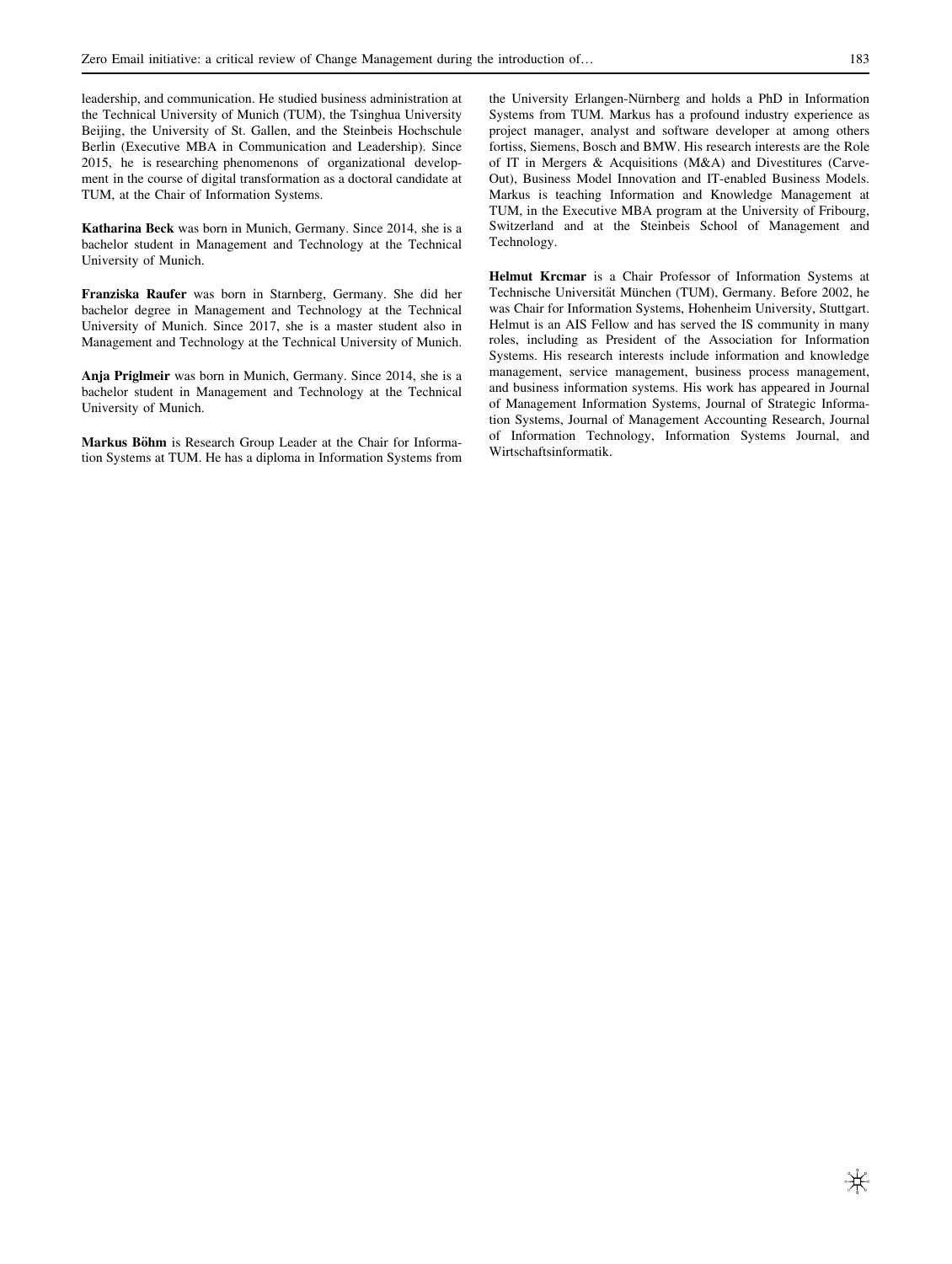leadership, and communication. He studied business administration at the Technical University of Munich (TUM), the Tsinghua University Beijing, the University of St. Gallen, and the Steinbeis Hochschule Berlin (Executive MBA in Communication and Leadership). Since 2015, he is researching phenomenons of organizational development in the course of digital transformation as a doctoral candidate at TUM, at the Chair of Information Systems.

**Katharina Beck** was born in Munich, Germany. Since 2014, she is a bachelor student in Management and Technology at the Technical University of Munich.

**Franziska Raufer** was born in Starnberg, Germany. She did her bachelor degree in Management and Technology at the Technical University of Munich. Since 2017, she is a master student also in Management and Technology at the Technical University of Munich.

**Anja Priglmeir** was born in Munich, Germany. Since 2014, she is a bachelor student in Management and Technology at the Technical University of Munich.

**Markus Böhm** is Research Group Leader at the Chair for Information Systems at TUM. He has a diploma in Information Systems from the University Erlangen-Nürnberg and holds a PhD in Information Systems from TUM. Markus has a profound industry experience as project manager, analyst and software developer at among others fortiss, Siemens, Bosch and BMW. His research interests are the Role of IT in Mergers & Acquisitions (M&A) and Divestitures (Carve-Out), Business Model Innovation and IT-enabled Business Models. Markus is teaching Information and Knowledge Management at TUM, in the Executive MBA program at the University of Fribourg, Switzerland and at the Steinbeis School of Management and Technology.

**Helmut Krcmar** is a Chair Professor of Information Systems at Technische Universität München (TUM), Germany. Before 2002, he was Chair for Information Systems, Hohenheim University, Stuttgart. Helmut is an AIS Fellow and has served the IS community in many roles, including as President of the Association for Information Systems. His research interests include information and knowledge management, service management, business process management, and business information systems. His work has appeared in Journal of Management Information Systems, Journal of Strategic Information Systems, Journal of Management Accounting Research, Journal of Information Technology, Information Systems Journal, and Wirtschaftsinformatik.